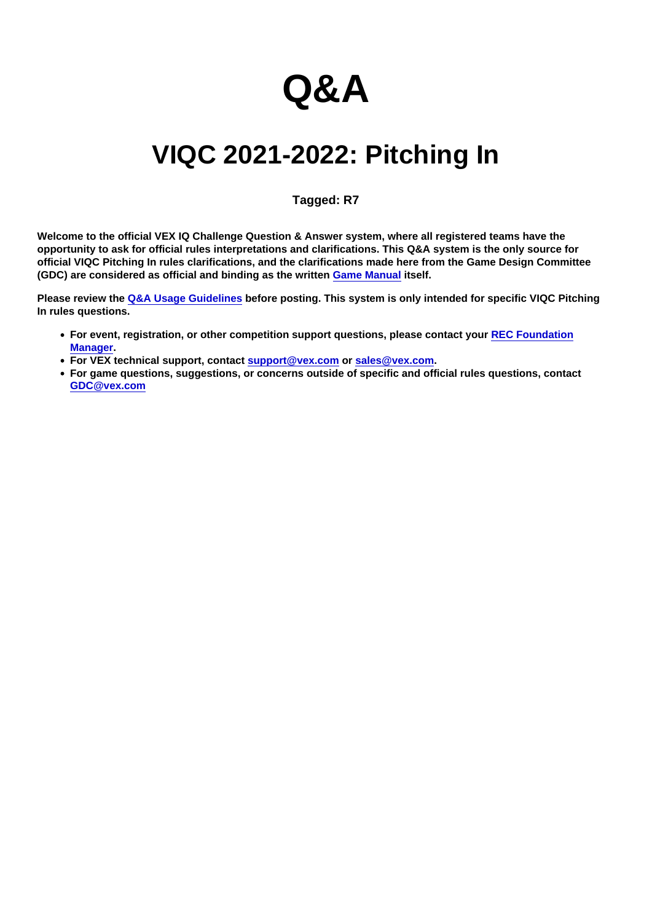# Q&A

## VIQC 2021-2022: Pitching In

**Tagged: R7**

**Welcome to the official VEX IQ Challenge Question & Answer system, where all registered teams have the opportunity to ask for official rules interpretations and clarifications. This Q&A system is the only source for official VIQC Pitching In rules clarifications, and the clarifications made here from the Game Design Committee (GDC) are considered as official and binding as the written [Game Manual](Game Manual) itself.**

**Please review the [Q&A Usage Guidelines](Q&A Usage Guidelines) before posting. This system is only intended for specific VIQC Pitching In rules questions.**

- **For event, registration, or other competition support questions, please contact your [REC Foundation Manager](REC Foundation Manager).**
- **For VEX technical support, contact [support@vex.com](support@vex.com) or [sales@vex.com](sales@vex.com).**
- **For game questions, suggestions, or concerns outside of specific and official rules questions, contact [GDC@vex.com](GDC@vex.com)**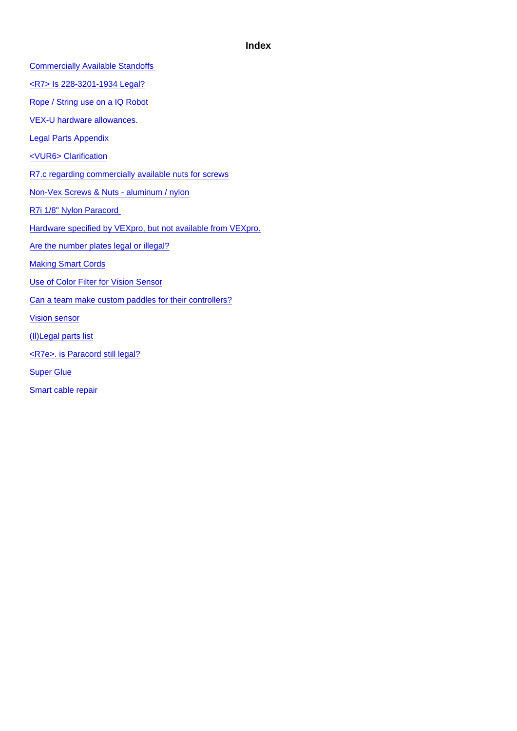# Index

Commercially Available Standoffs

<R7> Is 228-3201-1934 Legal?

Rope / String use on a IQ Robot

VEX-U hardware allowances.

Legal Parts Appendix

<VUR6> Clarification

R7.c regarding commercially available nuts for screws

Non-Vex Screws & Nuts - aluminum / nylon

R7i 1/8" Nylon Paracord

Hardware specified by VEXpro, but not available from VEXpro.

Are the number plates legal or illegal?

Making Smart Cords

Use of Color Filter for Vision Sensor

Can a team make custom paddles for their controllers?

Vision sensor

(Il)Legal parts list

<R7e>. is Paracord still legal?

Super Glue

Smart cable repair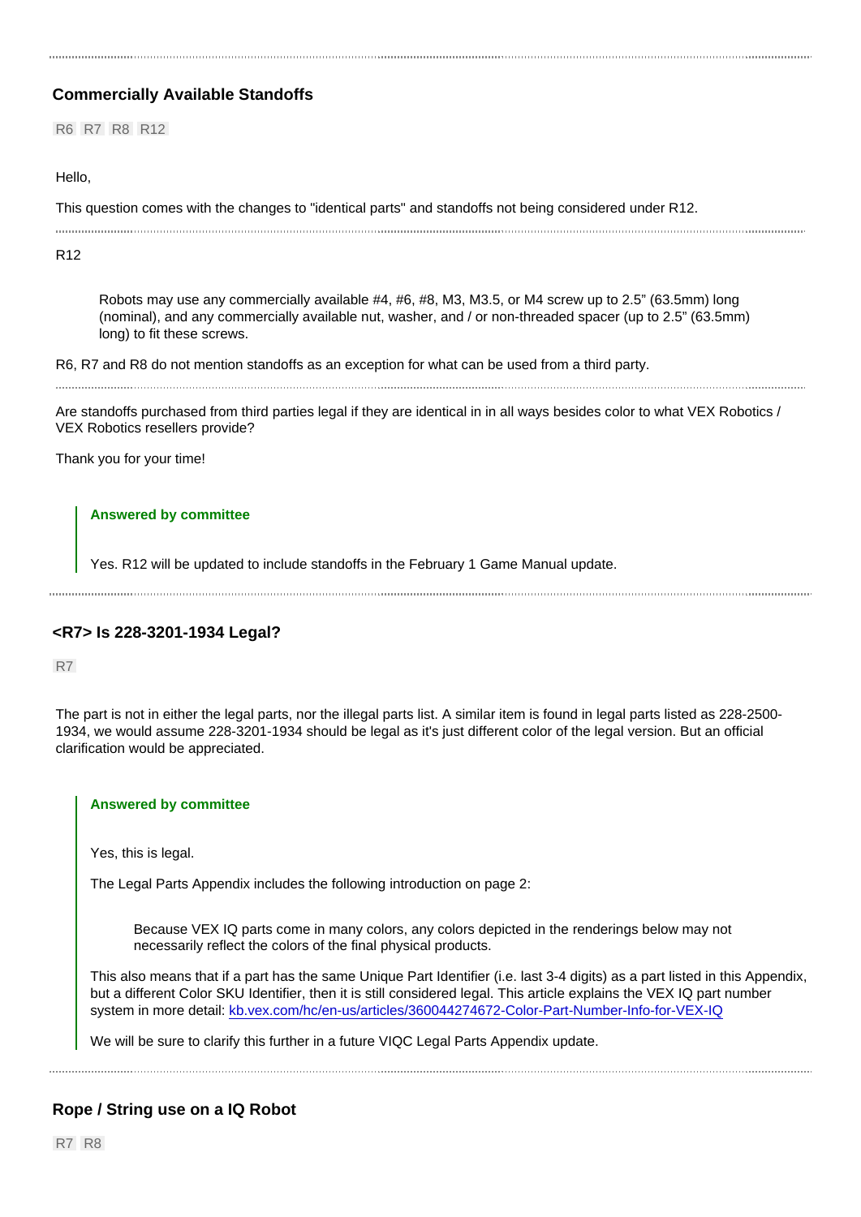---

### Commercially Available Standoffs

R6 R7 R8 R12

Hello,

This question comes with the changes to "identical parts" and standoffs not being considered under R12.

---

R12

> Robots may use any commercially available #4, #6, #8, M3, M3.5, or M4 screw up to 2.5" (63.5mm) long (nominal), and any commercially available nut, washer, and / or non-threaded spacer (up to 2.5" (63.5mm) long) to fit these screws.

R6, R7 and R8 do not mention standoffs as an exception for what can be used from a third party.

---

Are standoffs purchased from third parties legal if they are identical in in all ways besides color to what VEX Robotics / VEX Robotics resellers provide?

Thank you for your time!

> **Answered by committee**
>
> Yes. R12 will be updated to include standoffs in the February 1 Game Manual update.

---

### <R7> Is 228-3201-1934 Legal?

R7

The part is not in either the legal parts, nor the illegal parts list. A similar item is found in legal parts listed as 228-2500-1934, we would assume 228-3201-1934 should be legal as it's just different color of the legal version. But an official clarification would be appreciated.

> **Answered by committee**
>
> Yes, this is legal.
>
> The Legal Parts Appendix includes the following introduction on page 2:
>
> > Because VEX IQ parts come in many colors, any colors depicted in the renderings below may not necessarily reflect the colors of the final physical products.
>
> This also means that if a part has the same Unique Part Identifier (i.e. last 3-4 digits) as a part listed in this Appendix, but a different Color SKU Identifier, then it is still considered legal. This article explains the VEX IQ part number system in more detail: [kb.vex.com/hc/en-us/articles/360044274672-Color-Part-Number-Info-for-VEX-IQ](kb.vex.com/hc/en-us/articles/360044274672-Color-Part-Number-Info-for-VEX-IQ)
>
> We will be sure to clarify this further in a future VIQC Legal Parts Appendix update.

---

### Rope / String use on a IQ Robot

R7 R8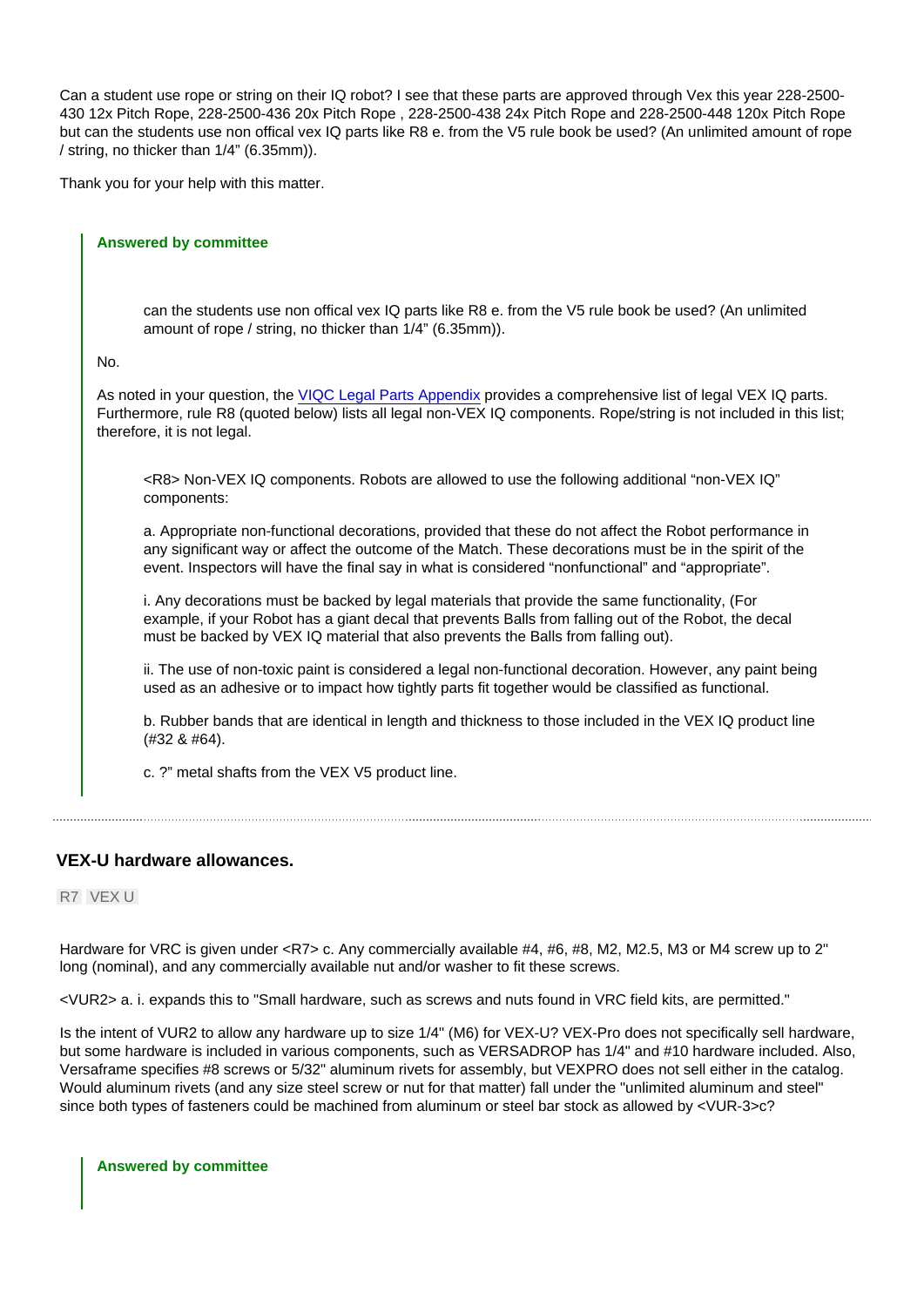Can a student use rope or string on their IQ robot? I see that these parts are approved through Vex this year 228-2500-430 12x Pitch Rope, 228-2500-436 20x Pitch Rope , 228-2500-438 24x Pitch Rope and 228-2500-448 120x Pitch Rope but can the students use non offical vex IQ parts like R8 e. from the V5 rule book be used? (An unlimited amount of rope / string, no thicker than 1/4" (6.35mm)).

Thank you for your help with this matter.

> **Answered by committee**
>
> > can the students use non offical vex IQ parts like R8 e. from the V5 rule book be used? (An unlimited amount of rope / string, no thicker than 1/4" (6.35mm)).
>
> No.
>
> As noted in your question, the [VIQC Legal Parts Appendix]() provides a comprehensive list of legal VEX IQ parts. Furthermore, rule R8 (quoted below) lists all legal non-VEX IQ components. Rope/string is not included in this list; therefore, it is not legal.
>
> > <R8> Non-VEX IQ components. Robots are allowed to use the following additional "non-VEX IQ" components:
> >
> > a. Appropriate non-functional decorations, provided that these do not affect the Robot performance in any significant way or affect the outcome of the Match. These decorations must be in the spirit of the event. Inspectors will have the final say in what is considered "nonfunctional" and "appropriate".
> >
> > i. Any decorations must be backed by legal materials that provide the same functionality, (For example, if your Robot has a giant decal that prevents Balls from falling out of the Robot, the decal must be backed by VEX IQ material that also prevents the Balls from falling out).
> >
> > ii. The use of non-toxic paint is considered a legal non-functional decoration. However, any paint being used as an adhesive or to impact how tightly parts fit together would be classified as functional.
> >
> > b. Rubber bands that are identical in length and thickness to those included in the VEX IQ product line (#32 & #64).
> >
> > c. ?" metal shafts from the VEX V5 product line.

---

### VEX-U hardware allowances.

R7 VEX U

Hardware for VRC is given under <R7> c. Any commercially available #4, #6, #8, M2, M2.5, M3 or M4 screw up to 2" long (nominal), and any commercially available nut and/or washer to fit these screws.

<VUR2> a. i. expands this to "Small hardware, such as screws and nuts found in VRC field kits, are permitted."

Is the intent of VUR2 to allow any hardware up to size 1/4" (M6) for VEX-U? VEX-Pro does not specifically sell hardware, but some hardware is included in various components, such as VERSADROP has 1/4" and #10 hardware included. Also, Versaframe specifies #8 screws or 5/32" aluminum rivets for assembly, but VEXPRO does not sell either in the catalog. Would aluminum rivets (and any size steel screw or nut for that matter) fall under the "unlimited aluminum and steel" since both types of fasteners could be machined from aluminum or steel bar stock as allowed by <VUR-3>c?

> **Answered by committee**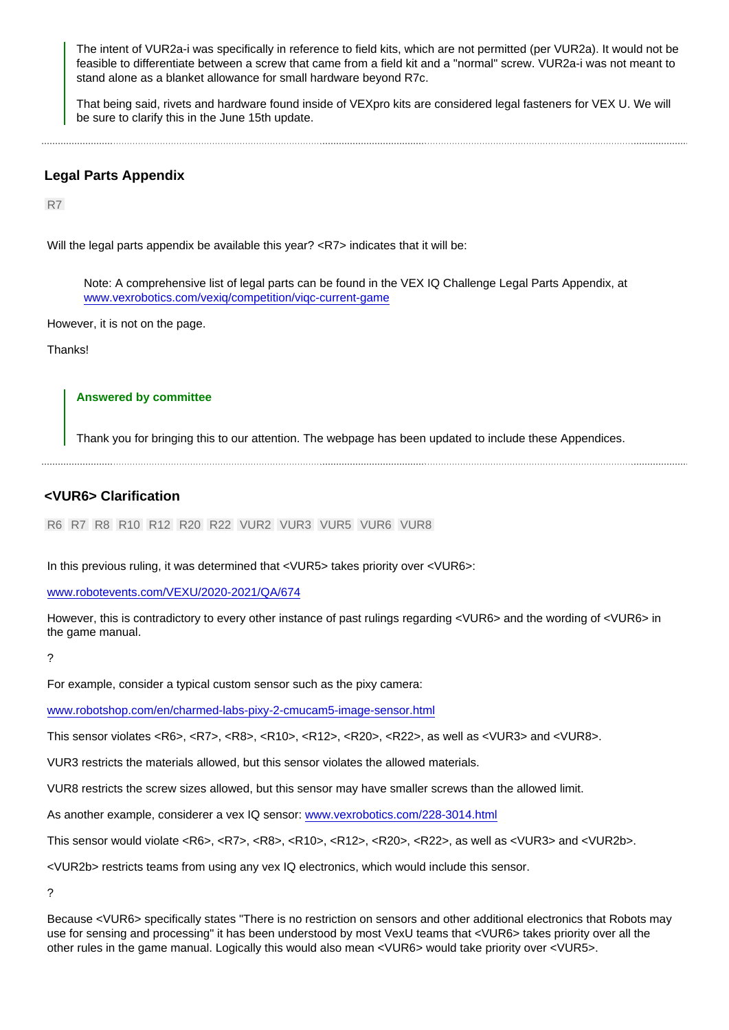> The intent of VUR2a-i was specifically in reference to field kits, which are not permitted (per VUR2a). It would not be feasible to differentiate between a screw that came from a field kit and a "normal" screw. VUR2a-i was not meant to stand alone as a blanket allowance for small hardware beyond R7c.
>
> That being said, rivets and hardware found inside of VEXpro kits are considered legal fasteners for VEX U. We will be sure to clarify this in the June 15th update.

---

### Legal Parts Appendix

R7

Will the legal parts appendix be available this year? <R7> indicates that it will be:

> Note: A comprehensive list of legal parts can be found in the VEX IQ Challenge Legal Parts Appendix, at www.vexrobotics.com/vexiq/competition/viqc-current-game

However, it is not on the page.

Thanks!

> **Answered by committee**
>
> Thank you for bringing this to our attention. The webpage has been updated to include these Appendices.

---

### <VUR6> Clarification

R6 R7 R8 R10 R12 R20 R22 VUR2 VUR3 VUR5 VUR6 VUR8

In this previous ruling, it was determined that <VUR5> takes priority over <VUR6>:

www.robotevents.com/VEXU/2020-2021/QA/674

However, this is contradictory to every other instance of past rulings regarding <VUR6> and the wording of <VUR6> in the game manual.

?

For example, consider a typical custom sensor such as the pixy camera:

www.robotshop.com/en/charmed-labs-pixy-2-cmucam5-image-sensor.html

This sensor violates <R6>, <R7>, <R8>, <R10>, <R12>, <R20>, <R22>, as well as <VUR3> and <VUR8>.

VUR3 restricts the materials allowed, but this sensor violates the allowed materials.

VUR8 restricts the screw sizes allowed, but this sensor may have smaller screws than the allowed limit.

As another example, considerer a vex IQ sensor: www.vexrobotics.com/228-3014.html

This sensor would violate <R6>, <R7>, <R8>, <R10>, <R12>, <R20>, <R22>, as well as <VUR3> and <VUR2b>.

<VUR2b> restricts teams from using any vex IQ electronics, which would include this sensor.

?

Because <VUR6> specifically states "There is no restriction on sensors and other additional electronics that Robots may use for sensing and processing" it has been understood by most VexU teams that <VUR6> takes priority over all the other rules in the game manual. Logically this would also mean <VUR6> would take priority over <VUR5>.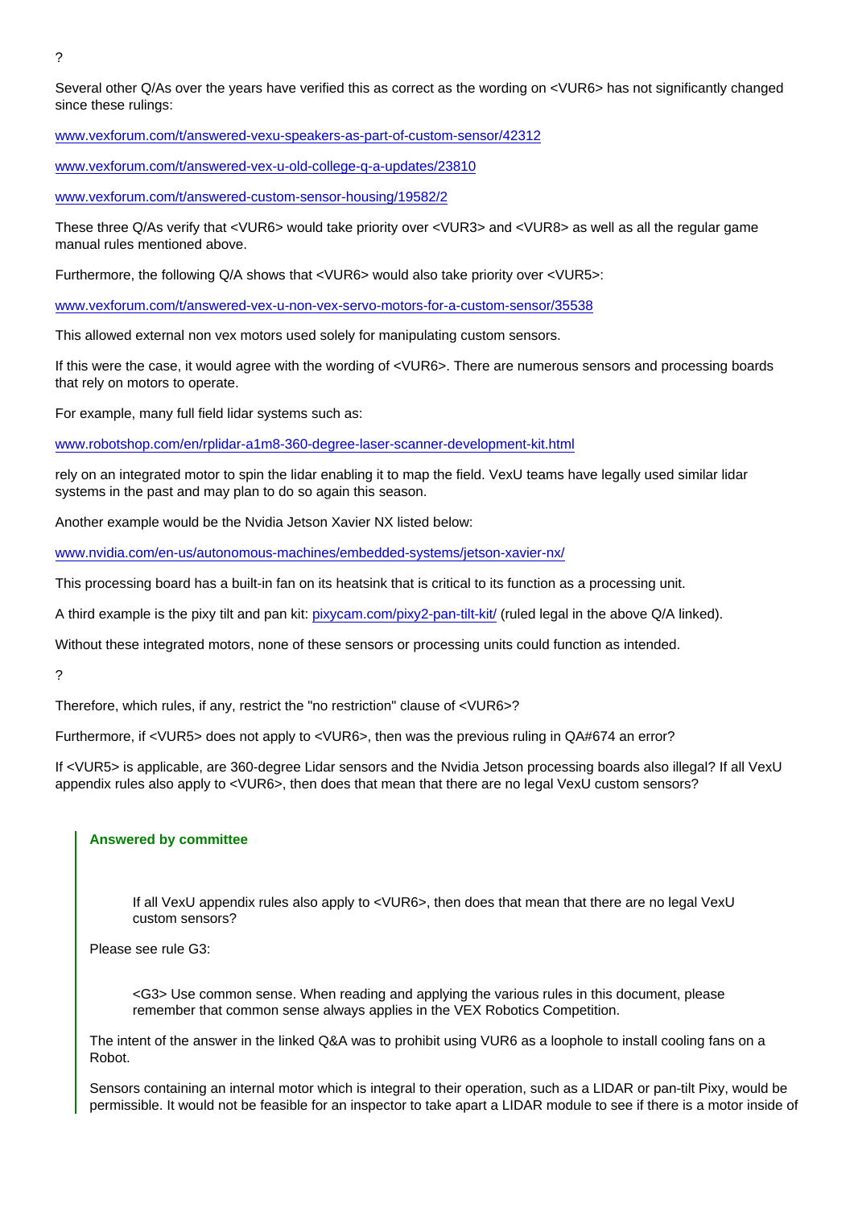?

Several other Q/As over the years have verified this as correct as the wording on <VUR6> has not significantly changed since these rulings:

www.vexforum.com/t/answered-vexu-speakers-as-part-of-custom-sensor/42312

www.vexforum.com/t/answered-vex-u-old-college-q-a-updates/23810

www.vexforum.com/t/answered-custom-sensor-housing/19582/2

These three Q/As verify that <VUR6> would take priority over <VUR3> and <VUR8> as well as all the regular game manual rules mentioned above.

Furthermore, the following Q/A shows that <VUR6> would also take priority over <VUR5>:

www.vexforum.com/t/answered-vex-u-non-vex-servo-motors-for-a-custom-sensor/35538

This allowed external non vex motors used solely for manipulating custom sensors.

If this were the case, it would agree with the wording of <VUR6>. There are numerous sensors and processing boards that rely on motors to operate.

For example, many full field lidar systems such as:

www.robotshop.com/en/rplidar-a1m8-360-degree-laser-scanner-development-kit.html

rely on an integrated motor to spin the lidar enabling it to map the field. VexU teams have legally used similar lidar systems in the past and may plan to do so again this season.

Another example would be the Nvidia Jetson Xavier NX listed below:

www.nvidia.com/en-us/autonomous-machines/embedded-systems/jetson-xavier-nx/

This processing board has a built-in fan on its heatsink that is critical to its function as a processing unit.

A third example is the pixy tilt and pan kit: pixycam.com/pixy2-pan-tilt-kit/ (ruled legal in the above Q/A linked).

Without these integrated motors, none of these sensors or processing units could function as intended.

?

Therefore, which rules, if any, restrict the "no restriction" clause of <VUR6>?

Furthermore, if <VUR5> does not apply to <VUR6>, then was the previous ruling in QA#674 an error?

If <VUR5> is applicable, are 360-degree Lidar sensors and the Nvidia Jetson processing boards also illegal? If all VexU appendix rules also apply to <VUR6>, then does that mean that there are no legal VexU custom sensors?

> **Answered by committee**
>
> > If all VexU appendix rules also apply to <VUR6>, then does that mean that there are no legal VexU custom sensors?
>
> Please see rule G3:
>
> > <G3> Use common sense. When reading and applying the various rules in this document, please remember that common sense always applies in the VEX Robotics Competition.
>
> The intent of the answer in the linked Q&A was to prohibit using VUR6 as a loophole to install cooling fans on a Robot.
>
> Sensors containing an internal motor which is integral to their operation, such as a LIDAR or pan-tilt Pixy, would be permissible. It would not be feasible for an inspector to take apart a LIDAR module to see if there is a motor inside of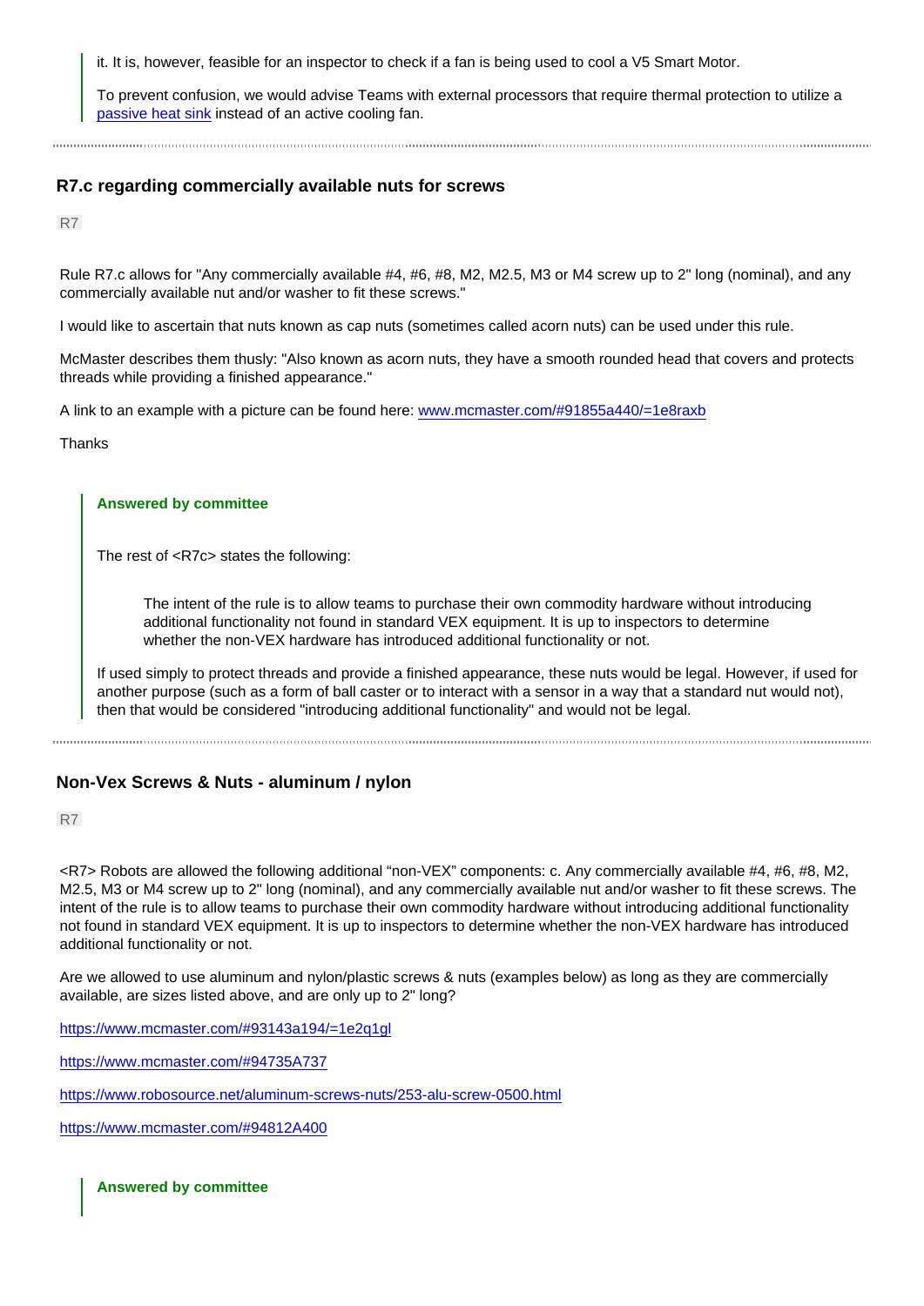> it. It is, however, feasible for an inspector to check if a fan is being used to cool a V5 Smart Motor.
>
> To prevent confusion, we would advise Teams with external processors that require thermal protection to utilize a [passive heat sink](#) instead of an active cooling fan.

---

## R7.c regarding commercially available nuts for screws

R7

Rule R7.c allows for "Any commercially available #4, #6, #8, M2, M2.5, M3 or M4 screw up to 2" long (nominal), and any commercially available nut and/or washer to fit these screws."

I would like to ascertain that nuts known as cap nuts (sometimes called acorn nuts) can be used under this rule.

McMaster describes them thusly: "Also known as acorn nuts, they have a smooth rounded head that covers and protects threads while providing a finished appearance."

A link to an example with a picture can be found here: [www.mcmaster.com/#91855a440/=1e8raxb](www.mcmaster.com/#91855a440/=1e8raxb)

Thanks

> **Answered by committee**
>
> The rest of <R7c> states the following:
>
> > The intent of the rule is to allow teams to purchase their own commodity hardware without introducing additional functionality not found in standard VEX equipment. It is up to inspectors to determine whether the non-VEX hardware has introduced additional functionality or not.
>
> If used simply to protect threads and provide a finished appearance, these nuts would be legal. However, if used for another purpose (such as a form of ball caster or to interact with a sensor in a way that a standard nut would not), then that would be considered "introducing additional functionality" and would not be legal.

---

## Non-Vex Screws & Nuts - aluminum / nylon

R7

<R7> Robots are allowed the following additional "non-VEX" components: c. Any commercially available #4, #6, #8, M2, M2.5, M3 or M4 screw up to 2" long (nominal), and any commercially available nut and/or washer to fit these screws. The intent of the rule is to allow teams to purchase their own commodity hardware without introducing additional functionality not found in standard VEX equipment. It is up to inspectors to determine whether the non-VEX hardware has introduced additional functionality or not.

Are we allowed to use aluminum and nylon/plastic screws & nuts (examples below) as long as they are commercially available, are sizes listed above, and are only up to 2" long?

[https://www.mcmaster.com/#93143a194/=1e2q1gl](https://www.mcmaster.com/#93143a194/=1e2q1gl)

[https://www.mcmaster.com/#94735A737](https://www.mcmaster.com/#94735A737)

[https://www.robosource.net/aluminum-screws-nuts/253-alu-screw-0500.html](https://www.robosource.net/aluminum-screws-nuts/253-alu-screw-0500.html)

[https://www.mcmaster.com/#94812A400](https://www.mcmaster.com/#94812A400)

> **Answered by committee**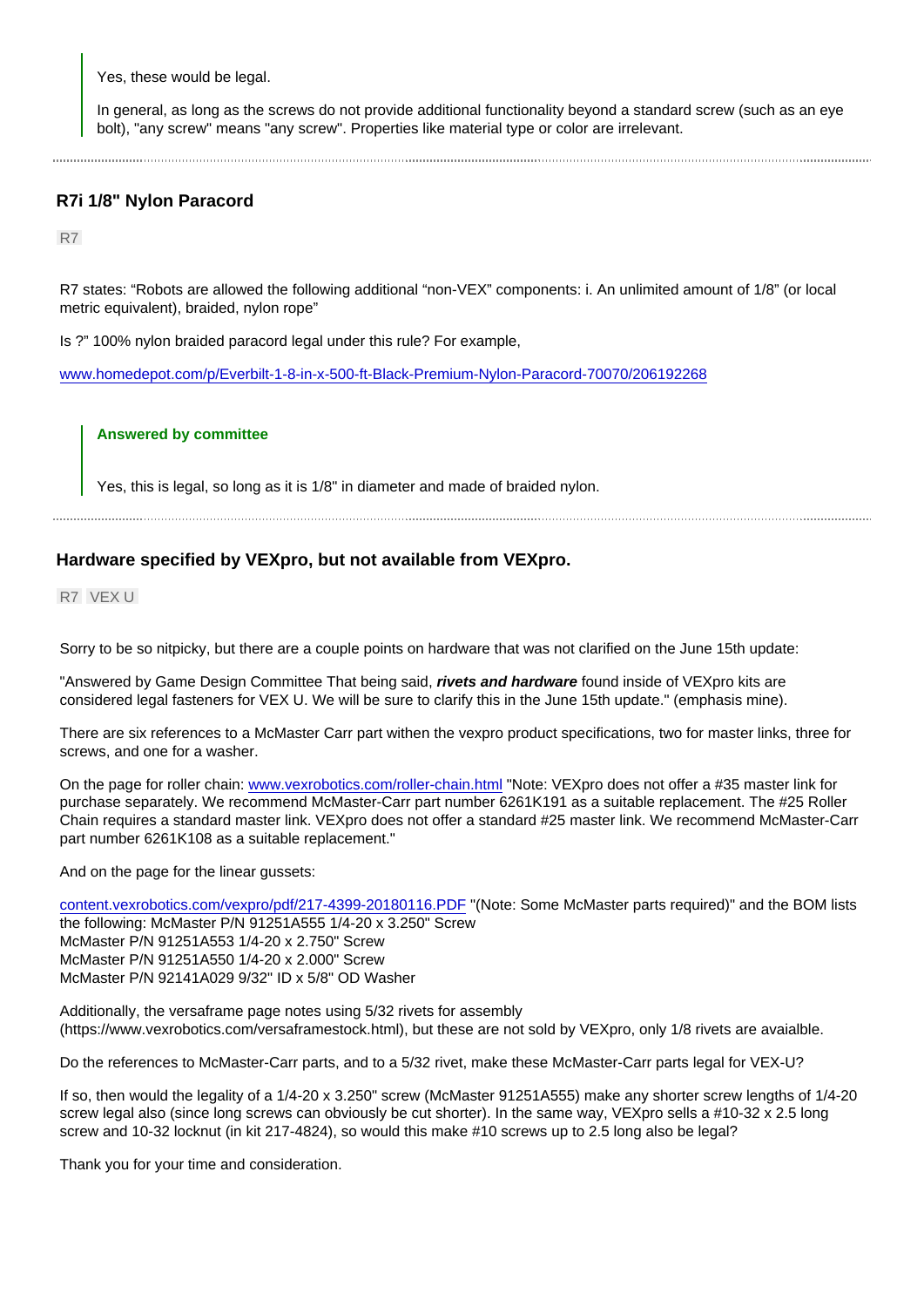> Yes, these would be legal.
>
> In general, as long as the screws do not provide additional functionality beyond a standard screw (such as an eye bolt), "any screw" means "any screw". Properties like material type or color are irrelevant.

---

### R7i 1/8" Nylon Paracord

R7

R7 states: "Robots are allowed the following additional "non-VEX" components: i. An unlimited amount of 1/8" (or local metric equivalent), braided, nylon rope"

Is ?" 100% nylon braided paracord legal under this rule? For example,

[www.homedepot.com/p/Everbilt-1-8-in-x-500-ft-Black-Premium-Nylon-Paracord-70070/206192268](www.homedepot.com/p/Everbilt-1-8-in-x-500-ft-Black-Premium-Nylon-Paracord-70070/206192268)

> **Answered by committee**
>
> Yes, this is legal, so long as it is 1/8" in diameter and made of braided nylon.

---

### Hardware specified by VEXpro, but not available from VEXpro.

R7 VEX U

Sorry to be so nitpicky, but there are a couple points on hardware that was not clarified on the June 15th update:

"Answered by Game Design Committee That being said, ***rivets and hardware*** found inside of VEXpro kits are considered legal fasteners for VEX U. We will be sure to clarify this in the June 15th update." (emphasis mine).

There are six references to a McMaster Carr part withen the vexpro product specifications, two for master links, three for screws, and one for a washer.

On the page for roller chain: [www.vexrobotics.com/roller-chain.html](www.vexrobotics.com/roller-chain.html) "Note: VEXpro does not offer a #35 master link for purchase separately. We recommend McMaster-Carr part number 6261K191 as a suitable replacement. The #25 Roller Chain requires a standard master link. VEXpro does not offer a standard #25 master link. We recommend McMaster-Carr part number 6261K108 as a suitable replacement."

And on the page for the linear gussets:

[content.vexrobotics.com/vexpro/pdf/217-4399-20180116.PDF](content.vexrobotics.com/vexpro/pdf/217-4399-20180116.PDF) "(Note: Some McMaster parts required)" and the BOM lists the following: McMaster P/N 91251A555 1/4-20 x 3.250" Screw
McMaster P/N 91251A553 1/4-20 x 2.750" Screw
McMaster P/N 91251A550 1/4-20 x 2.000" Screw
McMaster P/N 92141A029 9/32" ID x 5/8" OD Washer

Additionally, the versaframe page notes using 5/32 rivets for assembly (https://www.vexrobotics.com/versaframestock.html), but these are not sold by VEXpro, only 1/8 rivets are avaialble.

Do the references to McMaster-Carr parts, and to a 5/32 rivet, make these McMaster-Carr parts legal for VEX-U?

If so, then would the legality of a 1/4-20 x 3.250" screw (McMaster 91251A555) make any shorter screw lengths of 1/4-20 screw legal also (since long screws can obviously be cut shorter). In the same way, VEXpro sells a #10-32 x 2.5 long screw and 10-32 locknut (in kit 217-4824), so would this make #10 screws up to 2.5 long also be legal?

Thank you for your time and consideration.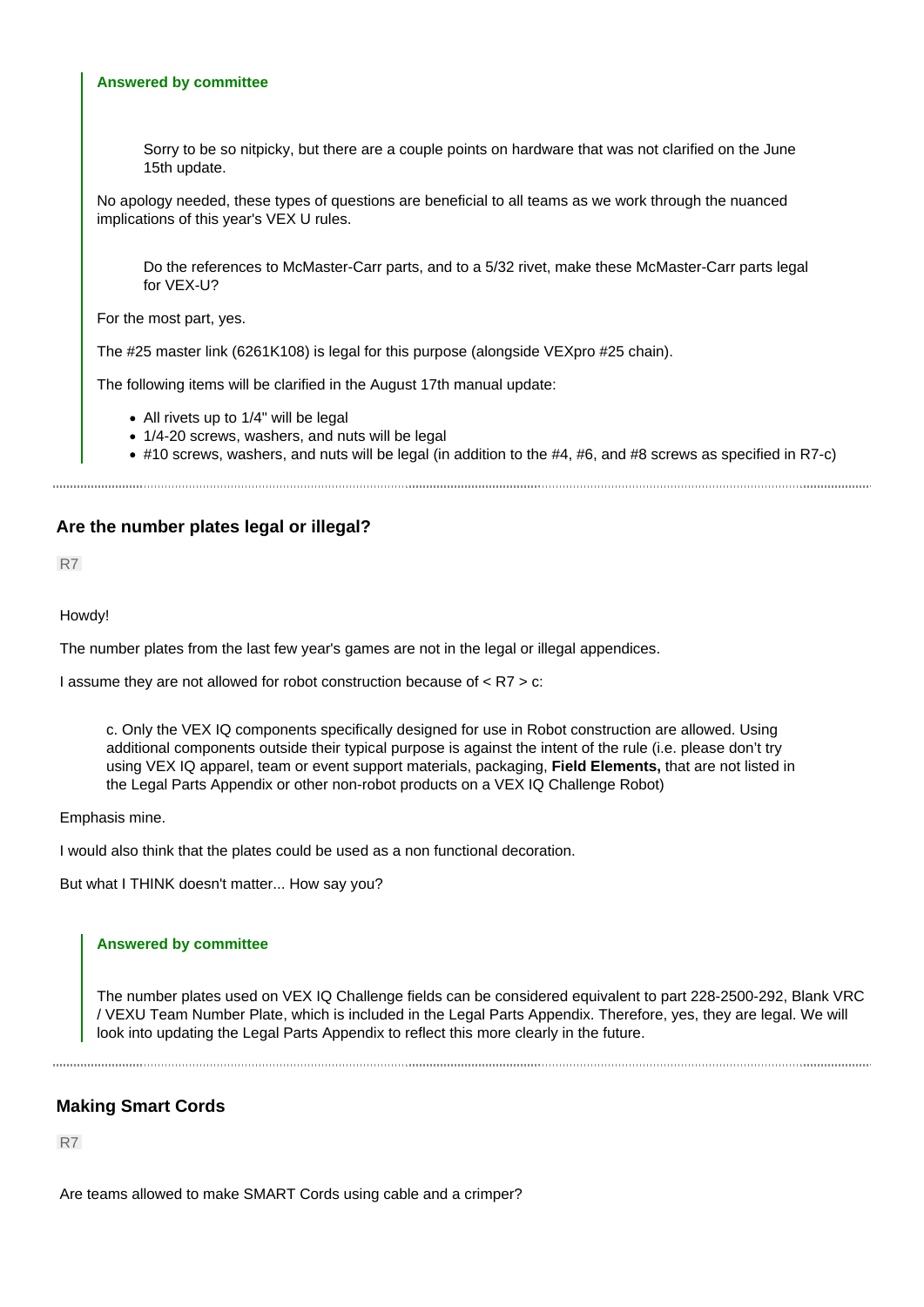**Answered by committee**

> Sorry to be so nitpicky, but there are a couple points on hardware that was not clarified on the June 15th update.

No apology needed, these types of questions are beneficial to all teams as we work through the nuanced implications of this year's VEX U rules.

> Do the references to McMaster-Carr parts, and to a 5/32 rivet, make these McMaster-Carr parts legal for VEX-U?

For the most part, yes.

The #25 master link (6261K108) is legal for this purpose (alongside VEXpro #25 chain).

The following items will be clarified in the August 17th manual update:

- All rivets up to 1/4" will be legal
- 1/4-20 screws, washers, and nuts will be legal
- #10 screws, washers, and nuts will be legal (in addition to the #4, #6, and #8 screws as specified in R7-c)

---

### Are the number plates legal or illegal?

R7

Howdy!

The number plates from the last few year's games are not in the legal or illegal appendices.

I assume they are not allowed for robot construction because of < R7 > c:

> c. Only the VEX IQ components specifically designed for use in Robot construction are allowed. Using additional components outside their typical purpose is against the intent of the rule (i.e. please don't try using VEX IQ apparel, team or event support materials, packaging, **Field Elements,** that are not listed in the Legal Parts Appendix or other non-robot products on a VEX IQ Challenge Robot)

Emphasis mine.

I would also think that the plates could be used as a non functional decoration.

But what I THINK doesn't matter... How say you?

**Answered by committee**

The number plates used on VEX IQ Challenge fields can be considered equivalent to part 228-2500-292, Blank VRC / VEXU Team Number Plate, which is included in the Legal Parts Appendix. Therefore, yes, they are legal. We will look into updating the Legal Parts Appendix to reflect this more clearly in the future.

---

### Making Smart Cords

R7

Are teams allowed to make SMART Cords using cable and a crimper?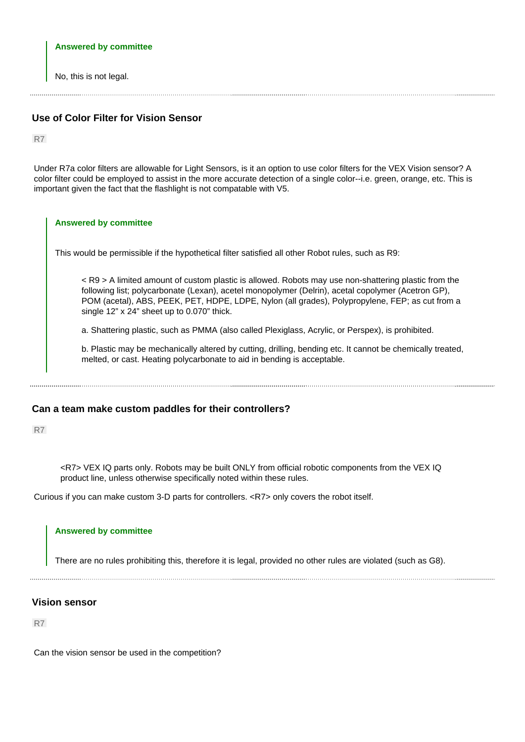**Answered by committee**

> No, this is not legal.

---

### Use of Color Filter for Vision Sensor

R7

Under R7a color filters are allowable for Light Sensors, is it an option to use color filters for the VEX Vision sensor? A color filter could be employed to assist in the more accurate detection of a single color--i.e. green, orange, etc. This is important given the fact that the flashlight is not compatable with V5.

**Answered by committee**

> This would be permissible if the hypothetical filter satisfied all other Robot rules, such as R9:
>
> > < R9 > A limited amount of custom plastic is allowed. Robots may use non-shattering plastic from the following list; polycarbonate (Lexan), acetel monopolymer (Delrin), acetal copolymer (Acetron GP), POM (acetal), ABS, PEEK, PET, HDPE, LDPE, Nylon (all grades), Polypropylene, FEP; as cut from a single 12” x 24” sheet up to 0.070” thick.
> >
> > a. Shattering plastic, such as PMMA (also called Plexiglass, Acrylic, or Perspex), is prohibited.
> >
> > b. Plastic may be mechanically altered by cutting, drilling, bending etc. It cannot be chemically treated, melted, or cast. Heating polycarbonate to aid in bending is acceptable.

---

### Can a team make custom paddles for their controllers?

R7

> <R7> VEX IQ parts only. Robots may be built ONLY from official robotic components from the VEX IQ product line, unless otherwise specifically noted within these rules.

Curious if you can make custom 3-D parts for controllers. <R7> only covers the robot itself.

**Answered by committee**

> There are no rules prohibiting this, therefore it is legal, provided no other rules are violated (such as G8).

---

### Vision sensor

R7

Can the vision sensor be used in the competition?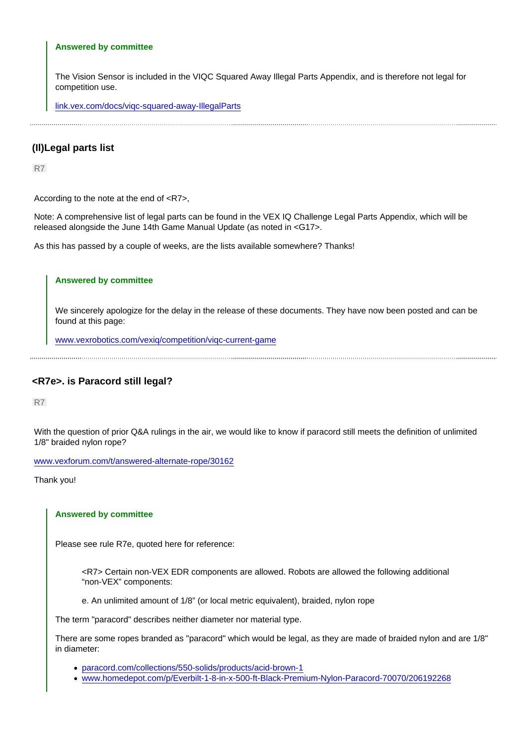> **Answered by committee**
>
> The Vision Sensor is included in the VIQC Squared Away Illegal Parts Appendix, and is therefore not legal for competition use.
>
> link.vex.com/docs/viqc-squared-away-IllegalParts

---

## (II)Legal parts list

R7

According to the note at the end of <R7>,

Note: A comprehensive list of legal parts can be found in the VEX IQ Challenge Legal Parts Appendix, which will be released alongside the June 14th Game Manual Update (as noted in <G17>.

As this has passed by a couple of weeks, are the lists available somewhere? Thanks!

> **Answered by committee**
>
> We sincerely apologize for the delay in the release of these documents. They have now been posted and can be found at this page:
>
> www.vexrobotics.com/vexiq/competition/viqc-current-game

---

## <R7e>. is Paracord still legal?

R7

With the question of prior Q&A rulings in the air, we would like to know if paracord still meets the definition of unlimited 1/8" braided nylon rope?

www.vexforum.com/t/answered-alternate-rope/30162

Thank you!

> **Answered by committee**
>
> Please see rule R7e, quoted here for reference:
>
> > <R7> Certain non-VEX EDR components are allowed. Robots are allowed the following additional "non-VEX" components:
> >
> > e. An unlimited amount of 1/8" (or local metric equivalent), braided, nylon rope
>
> The term "paracord" describes neither diameter nor material type.
>
> There are some ropes branded as "paracord" which would be legal, as they are made of braided nylon and are 1/8" in diameter:
>
> - paracord.com/collections/550-solids/products/acid-brown-1
> - www.homedepot.com/p/Everbilt-1-8-in-x-500-ft-Black-Premium-Nylon-Paracord-70070/206192268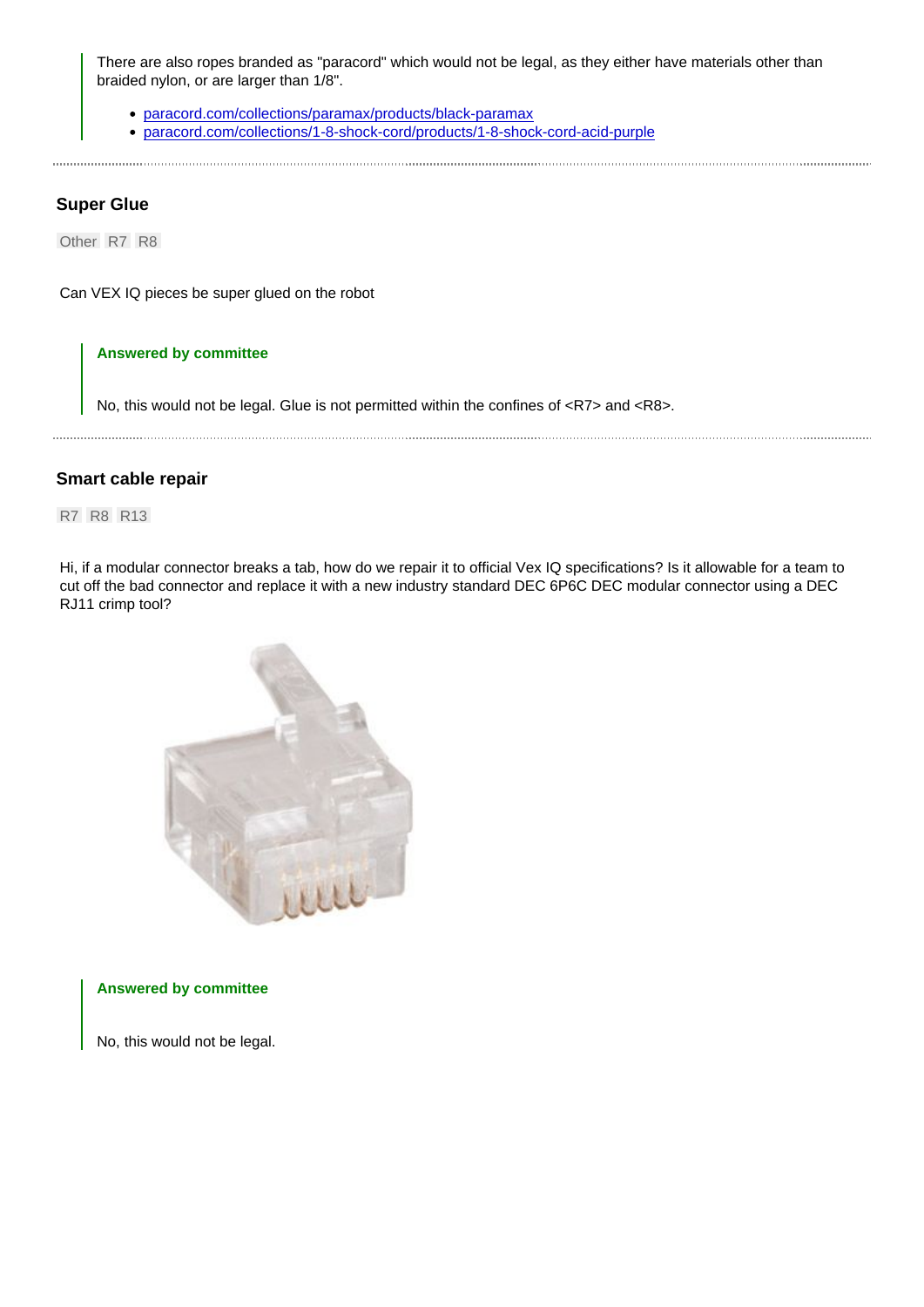> There are also ropes branded as "paracord" which would not be legal, as they either have materials other than braided nylon, or are larger than 1/8".
>
> - paracord.com/collections/paramax/products/black-paramax
> - paracord.com/collections/1-8-shock-cord/products/1-8-shock-cord-acid-purple

---

### Super Glue

Other R7 R8

Can VEX IQ pieces be super glued on the robot

> **Answered by committee**
>
> No, this would not be legal. Glue is not permitted within the confines of <R7> and <R8>.

---

### Smart cable repair

R7 R8 R13

Hi, if a modular connector breaks a tab, how do we repair it to official Vex IQ specifications? Is it allowable for a team to cut off the bad connector and replace it with a new industry standard DEC 6P6C DEC modular connector using a DEC RJ11 crimp tool?

> **Answered by committee**
>
> No, this would not be legal.